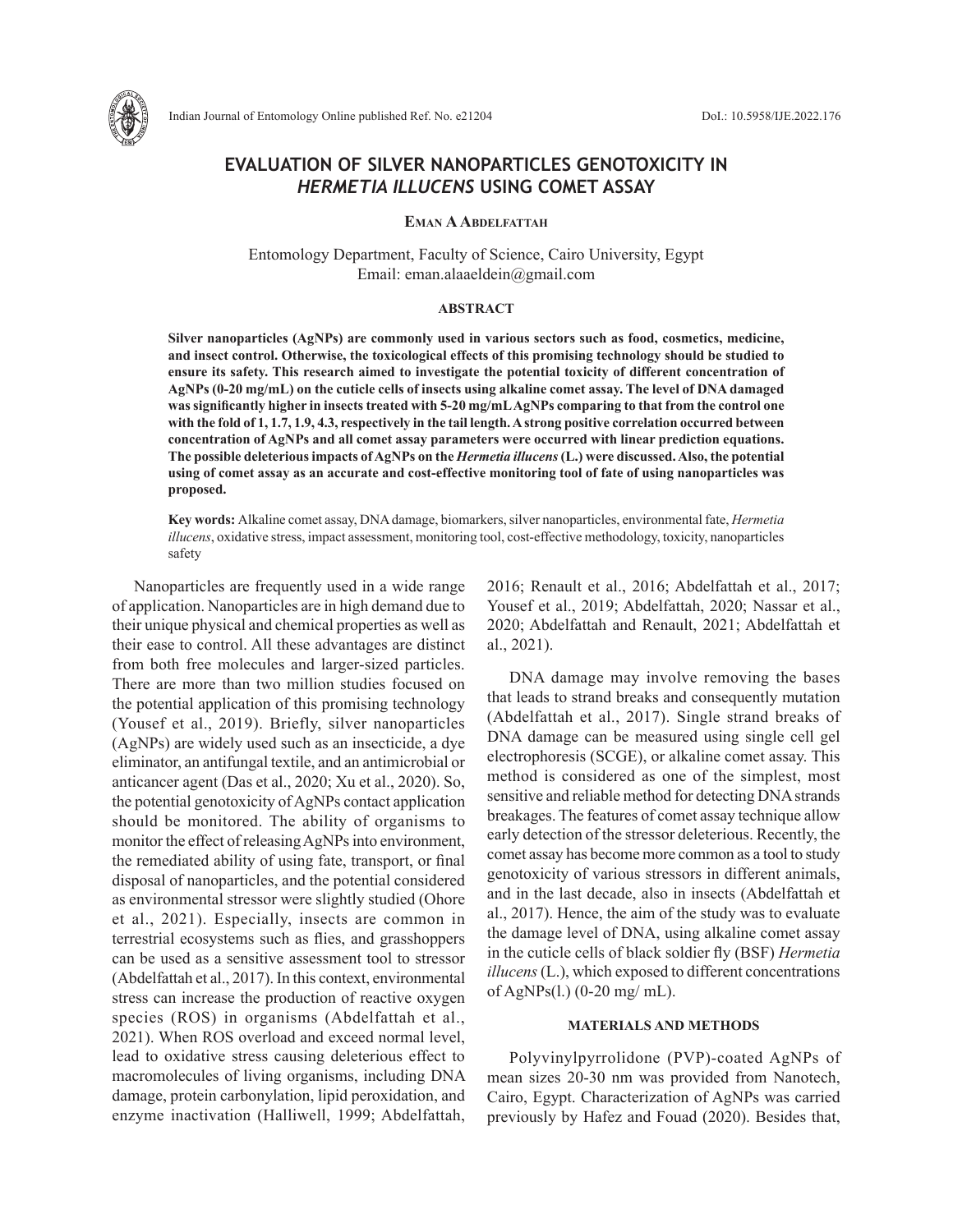# EVALUATION OF SILVER NANOPARTICLES GENOTOXICITY IN *HERMETIA ILLUCENS* USING COMET ASSAY

**Eman A Abdelfattah**

Entomology Department, Faculty of Science, Cairo University, Egypt
Email: eman.alaaeldein@gmail.com

## ABSTRACT

**Silver nanoparticles (AgNPs) are commonly used in various sectors such as food, cosmetics, medicine, and insect control. Otherwise, the toxicological effects of this promising technology should be studied to ensure its safety. This research aimed to investigate the potential toxicity of different concentration of AgNPs (0-20 mg/mL) on the cuticle cells of insects using alkaline comet assay. The level of DNA damaged was significantly higher in insects treated with 5-20 mg/mL AgNPs comparing to that from the control one with the fold of 1, 1.7, 1.9, 4.3, respectively in the tail length. A strong positive correlation occurred between concentration of AgNPs and all comet assay parameters were occurred with linear prediction equations. The possible deleterious impacts of AgNPs on the *Hermetia illucens* (L.) were discussed. Also, the potential using of comet assay as an accurate and cost-effective monitoring tool of fate of using nanoparticles was proposed.**

**Key words:** Alkaline comet assay, DNA damage, biomarkers, silver nanoparticles, environmental fate, *Hermetia illucens*, oxidative stress, impact assessment, monitoring tool, cost-effective methodology, toxicity, nanoparticles safety

Nanoparticles are frequently used in a wide range of application. Nanoparticles are in high demand due to their unique physical and chemical properties as well as their ease to control. All these advantages are distinct from both free molecules and larger-sized particles. There are more than two million studies focused on the potential application of this promising technology (Yousef et al., 2019). Briefly, silver nanoparticles (AgNPs) are widely used such as an insecticide, a dye eliminator, an antifungal textile, and an antimicrobial or anticancer agent (Das et al., 2020; Xu et al., 2020). So, the potential genotoxicity of AgNPs contact application should be monitored. The ability of organisms to monitor the effect of releasing AgNPs into environment, the remediated ability of using fate, transport, or final disposal of nanoparticles, and the potential considered as environmental stressor were slightly studied (Ohore et al., 2021). Especially, insects are common in terrestrial ecosystems such as flies, and grasshoppers can be used as a sensitive assessment tool to stressor (Abdelfattah et al., 2017). In this context, environmental stress can increase the production of reactive oxygen species (ROS) in organisms (Abdelfattah et al., 2021). When ROS overload and exceed normal level, lead to oxidative stress causing deleterious effect to macromolecules of living organisms, including DNA damage, protein carbonylation, lipid peroxidation, and enzyme inactivation (Halliwell, 1999; Abdelfattah, 2016; Renault et al., 2016; Abdelfattah et al., 2017; Yousef et al., 2019; Abdelfattah, 2020; Nassar et al., 2020; Abdelfattah and Renault, 2021; Abdelfattah et al., 2021).

DNA damage may involve removing the bases that leads to strand breaks and consequently mutation (Abdelfattah et al., 2017). Single strand breaks of DNA damage can be measured using single cell gel electrophoresis (SCGE), or alkaline comet assay. This method is considered as one of the simplest, most sensitive and reliable method for detecting DNA strands breakages. The features of comet assay technique allow early detection of the stressor deleterious. Recently, the comet assay has become more common as a tool to study genotoxicity of various stressors in different animals, and in the last decade, also in insects (Abdelfattah et al., 2017). Hence, the aim of the study was to evaluate the damage level of DNA, using alkaline comet assay in the cuticle cells of black soldier fly (BSF) *Hermetia illucens* (L.), which exposed to different concentrations of AgNPs(l.) (0-20 mg/ mL).

## MATERIALS AND METHODS

Polyvinylpyrrolidone (PVP)-coated AgNPs of mean sizes 20-30 nm was provided from Nanotech, Cairo, Egypt. Characterization of AgNPs was carried previously by Hafez and Fouad (2020). Besides that,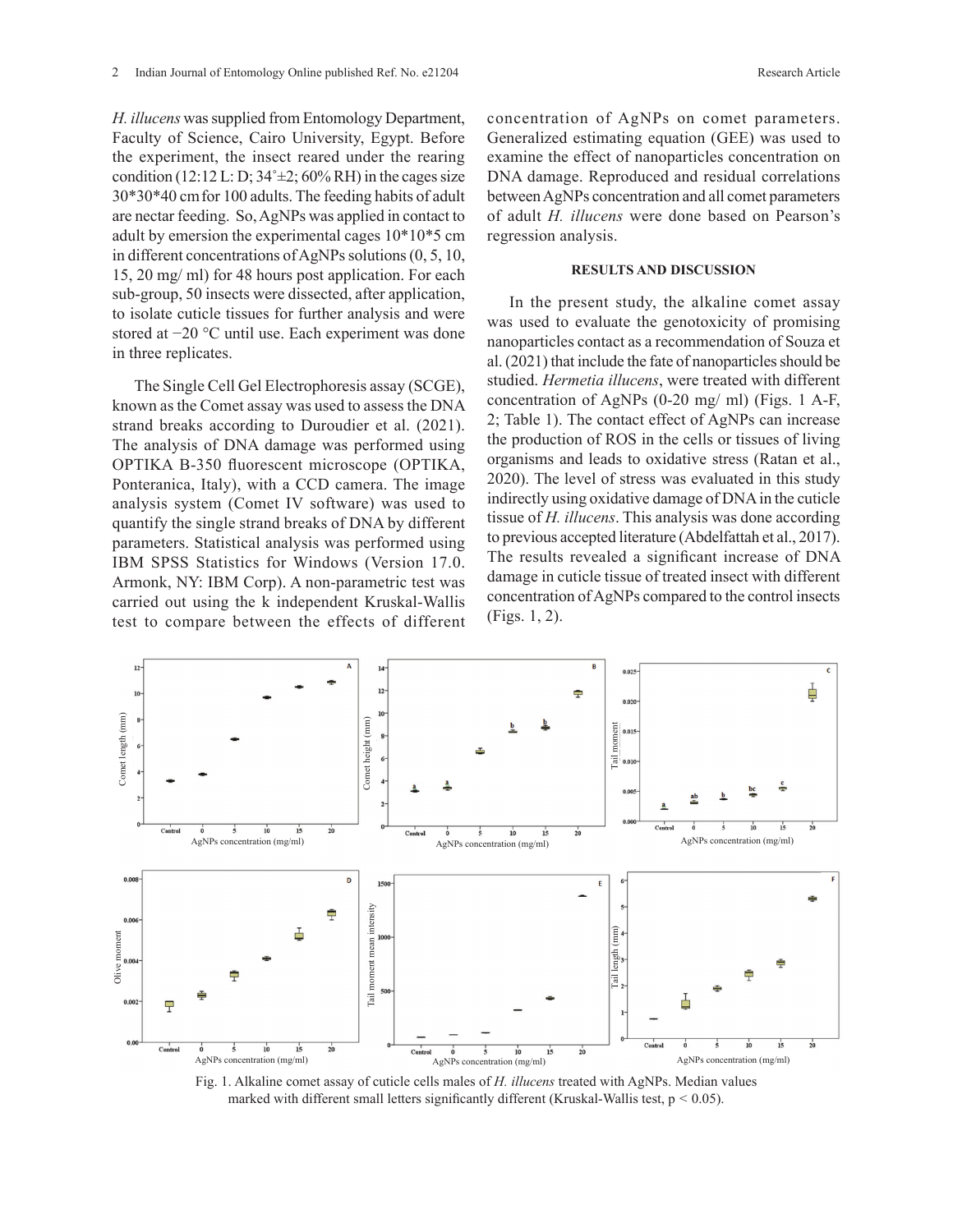*H. illucens* was supplied from Entomology Department, Faculty of Science, Cairo University, Egypt. Before the experiment, the insect reared under the rearing condition (12:12 L: D; 34˚±2; 60% RH) in the cages size 30*30*40 cm for 100 adults. The feeding habits of adult are nectar feeding. So, AgNPs was applied in contact to adult by emersion the experimental cages 10*10*5 cm in different concentrations of AgNPs solutions (0, 5, 10, 15, 20 mg/ ml) for 48 hours post application. For each sub-group, 50 insects were dissected, after application, to isolate cuticle tissues for further analysis and were stored at −20 °C until use. Each experiment was done in three replicates.

The Single Cell Gel Electrophoresis assay (SCGE), known as the Comet assay was used to assess the DNA strand breaks according to Duroudier et al. (2021). The analysis of DNA damage was performed using OPTIKA B-350 fluorescent microscope (OPTIKA, Ponteranica, Italy), with a CCD camera. The image analysis system (Comet IV software) was used to quantify the single strand breaks of DNA by different parameters. Statistical analysis was performed using IBM SPSS Statistics for Windows (Version 17.0. Armonk, NY: IBM Corp). A non-parametric test was carried out using the k independent Kruskal-Wallis test to compare between the effects of different concentration of AgNPs on comet parameters. Generalized estimating equation (GEE) was used to examine the effect of nanoparticles concentration on DNA damage. Reproduced and residual correlations between AgNPs concentration and all comet parameters of adult *H. illucens* were done based on Pearson's regression analysis.

## RESULTS AND DISCUSSION

In the present study, the alkaline comet assay was used to evaluate the genotoxicity of promising nanoparticles contact as a recommendation of Souza et al. (2021) that include the fate of nanoparticles should be studied. *Hermetia illucens*, were treated with different concentration of AgNPs (0-20 mg/ ml) (Figs. 1 A-F, 2; Table 1). The contact effect of AgNPs can increase the production of ROS in the cells or tissues of living organisms and leads to oxidative stress (Ratan et al., 2020). The level of stress was evaluated in this study indirectly using oxidative damage of DNA in the cuticle tissue of *H. illucens*. This analysis was done according to previous accepted literature (Abdelfattah et al., 2017). The results revealed a significant increase of DNA damage in cuticle tissue of treated insect with different concentration of AgNPs compared to the control insects (Figs. 1, 2).

Fig. 1. Alkaline comet assay of cuticle cells males of *H. illucens* treated with AgNPs. Median values marked with different small letters significantly different (Kruskal-Wallis test, $p < 0.05$).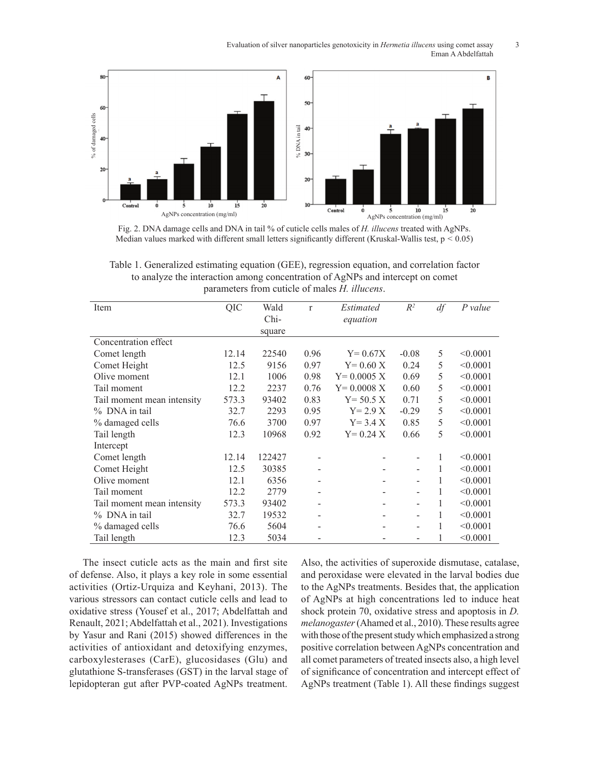Fig. 2. DNA damage cells and DNA in tail % of cuticle cells males of *H. illucens* treated with AgNPs. Median values marked with different small letters significantly different (Kruskal-Wallis test, $p < 0.05$)

Table 1. Generalized estimating equation (GEE), regression equation, and correlation factor to analyze the interaction among concentration of AgNPs and intercept on comet parameters from cuticle of males *H. illucens*.

| Item | QIC | Wald Chi-square | r | *Estimated equation* | $R^2$ | *df* | *P value* |
|---|---|---|---|---|---|---|---|
| Concentration effect | | | | | | | |
| Comet length | 12.14 | 22540 | 0.96 | Y= 0.67X | -0.08 | 5 | <0.0001 |
| Comet Height | 12.5 | 9156 | 0.97 | Y= 0.60 X | 0.24 | 5 | <0.0001 |
| Olive moment | 12.1 | 1006 | 0.98 | Y= 0.0005 X | 0.69 | 5 | <0.0001 |
| Tail moment | 12.2 | 2237 | 0.76 | Y= 0.0008 X | 0.60 | 5 | <0.0001 |
| Tail moment mean intensity | 573.3 | 93402 | 0.83 | Y= 50.5 X | 0.71 | 5 | <0.0001 |
| % DNA in tail | 32.7 | 2293 | 0.95 | Y= 2.9 X | -0.29 | 5 | <0.0001 |
| % damaged cells | 76.6 | 3700 | 0.97 | Y= 3.4 X | 0.85 | 5 | <0.0001 |
| Tail length | 12.3 | 10968 | 0.92 | Y= 0.24 X | 0.66 | 5 | <0.0001 |
| Intercept | | | | | | | |
| Comet length | 12.14 | 122427 | - | - | - | 1 | <0.0001 |
| Comet Height | 12.5 | 30385 | - | - | - | 1 | <0.0001 |
| Olive moment | 12.1 | 6356 | - | - | - | 1 | <0.0001 |
| Tail moment | 12.2 | 2779 | - | - | - | 1 | <0.0001 |
| Tail moment mean intensity | 573.3 | 93402 | - | - | - | 1 | <0.0001 |
| % DNA in tail | 32.7 | 19532 | - | - | - | 1 | <0.0001 |
| % damaged cells | 76.6 | 5604 | - | - | - | 1 | <0.0001 |
| Tail length | 12.3 | 5034 | - | - | - | 1 | <0.0001 |

The insect cuticle acts as the main and first site of defense. Also, it plays a key role in some essential activities (Ortiz-Urquiza and Keyhani, 2013). The various stressors can contact cuticle cells and lead to oxidative stress (Yousef et al., 2017; Abdelfattah and Renault, 2021; Abdelfattah et al., 2021). Investigations by Yasur and Rani (2015) showed differences in the activities of antioxidant and detoxifying enzymes, carboxylesterases (CarE), glucosidases (Glu) and glutathione S-transferases (GST) in the larval stage of lepidopteran gut after PVP-coated AgNPs treatment. Also, the activities of superoxide dismutase, catalase, and peroxidase were elevated in the larval bodies due to the AgNPs treatments. Besides that, the application of AgNPs at high concentrations led to induce heat shock protein 70, oxidative stress and apoptosis in *D. melanogaster* (Ahamed et al., 2010). These results agree with those of the present study which emphasized a strong positive correlation between AgNPs concentration and all comet parameters of treated insects also, a high level of significance of concentration and intercept effect of AgNPs treatment (Table 1). All these findings suggest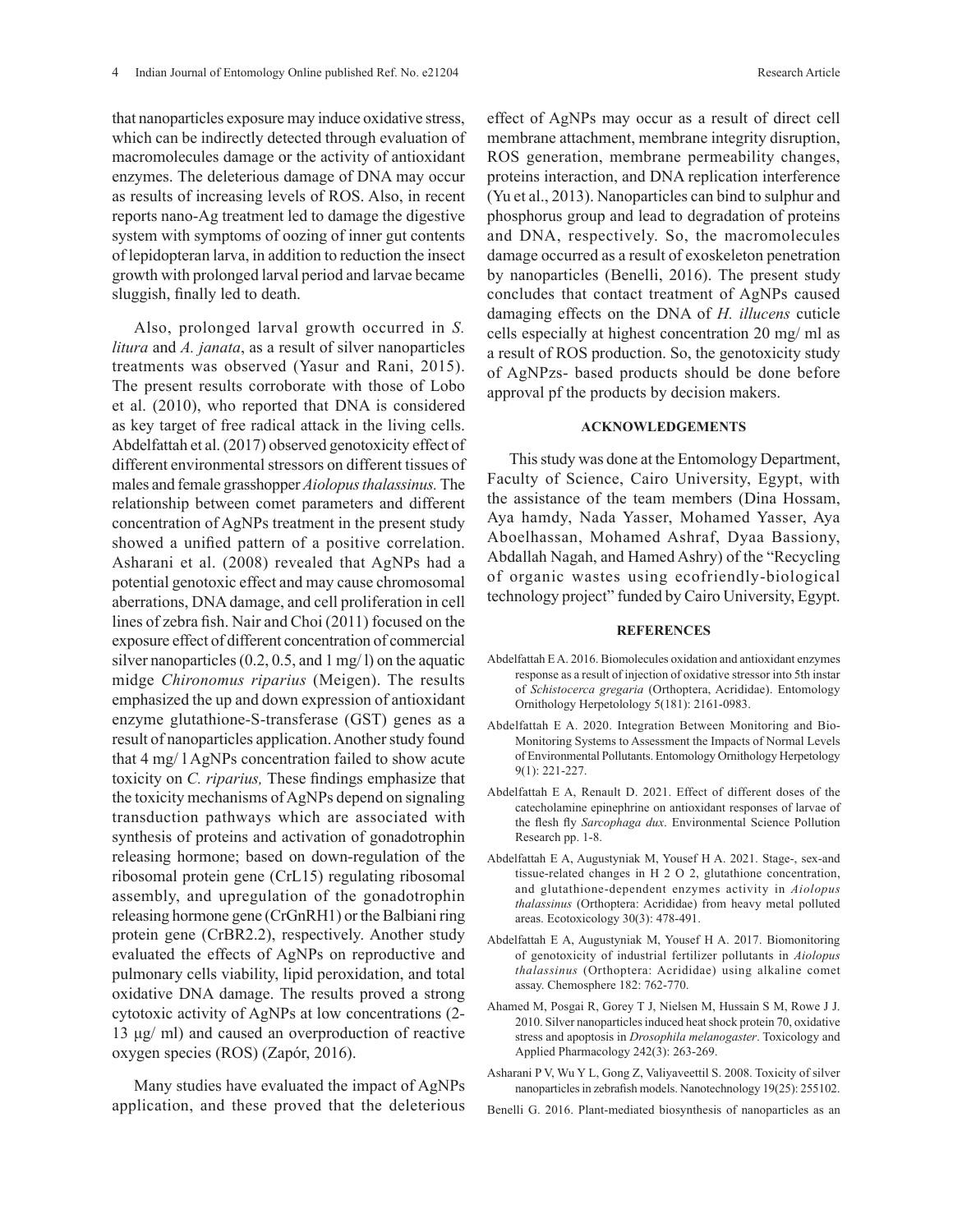that nanoparticles exposure may induce oxidative stress, which can be indirectly detected through evaluation of macromolecules damage or the activity of antioxidant enzymes. The deleterious damage of DNA may occur as results of increasing levels of ROS. Also, in recent reports nano-Ag treatment led to damage the digestive system with symptoms of oozing of inner gut contents of lepidopteran larva, in addition to reduction the insect growth with prolonged larval period and larvae became sluggish, finally led to death.

Also, prolonged larval growth occurred in *S. litura* and *A. janata*, as a result of silver nanoparticles treatments was observed (Yasur and Rani, 2015). The present results corroborate with those of Lobo et al. (2010), who reported that DNA is considered as key target of free radical attack in the living cells. Abdelfattah et al. (2017) observed genotoxicity effect of different environmental stressors on different tissues of males and female grasshopper *Aiolopus thalassinus.* The relationship between comet parameters and different concentration of AgNPs treatment in the present study showed a unified pattern of a positive correlation. Asharani et al. (2008) revealed that AgNPs had a potential genotoxic effect and may cause chromosomal aberrations, DNA damage, and cell proliferation in cell lines of zebra fish. Nair and Choi (2011) focused on the exposure effect of different concentration of commercial silver nanoparticles (0.2, 0.5, and 1 mg/ l) on the aquatic midge *Chironomus riparius* (Meigen). The results emphasized the up and down expression of antioxidant enzyme glutathione-S-transferase (GST) genes as a result of nanoparticles application. Another study found that 4 mg/ l AgNPs concentration failed to show acute toxicity on *C. riparius,* These findings emphasize that the toxicity mechanisms of AgNPs depend on signaling transduction pathways which are associated with synthesis of proteins and activation of gonadotrophin releasing hormone; based on down-regulation of the ribosomal protein gene (CrL15) regulating ribosomal assembly, and upregulation of the gonadotrophin releasing hormone gene (CrGnRH1) or the Balbiani ring protein gene (CrBR2.2), respectively. Another study evaluated the effects of AgNPs on reproductive and pulmonary cells viability, lipid peroxidation, and total oxidative DNA damage. The results proved a strong cytotoxic activity of AgNPs at low concentrations (2-13 µg/ ml) and caused an overproduction of reactive oxygen species (ROS) (Zapór, 2016).

Many studies have evaluated the impact of AgNPs application, and these proved that the deleterious effect of AgNPs may occur as a result of direct cell membrane attachment, membrane integrity disruption, ROS generation, membrane permeability changes, proteins interaction, and DNA replication interference (Yu et al., 2013). Nanoparticles can bind to sulphur and phosphorus group and lead to degradation of proteins and DNA, respectively. So, the macromolecules damage occurred as a result of exoskeleton penetration by nanoparticles (Benelli, 2016). The present study concludes that contact treatment of AgNPs caused damaging effects on the DNA of *H. illucens* cuticle cells especially at highest concentration 20 mg/ ml as a result of ROS production. So, the genotoxicity study of AgNPzs- based products should be done before approval pf the products by decision makers.

## ACKNOWLEDGEMENTS

This study was done at the Entomology Department, Faculty of Science, Cairo University, Egypt, with the assistance of the team members (Dina Hossam, Aya hamdy, Nada Yasser, Mohamed Yasser, Aya Aboelhassan, Mohamed Ashraf, Dyaa Bassiony, Abdallah Nagah, and Hamed Ashry) of the "Recycling of organic wastes using ecofriendly-biological technology project" funded by Cairo University, Egypt.

## REFERENCES

Abdelfattah E A. 2016. Biomolecules oxidation and antioxidant enzymes response as a result of injection of oxidative stressor into 5th instar of *Schistocerca gregaria* (Orthoptera, Acrididae). Entomology Ornithology Herpetolology 5(181): 2161-0983.

Abdelfattah E A. 2020. Integration Between Monitoring and Bio-Monitoring Systems to Assessment the Impacts of Normal Levels of Environmental Pollutants. Entomology Ornithology Herpetology 9(1): 221-227.

Abdelfattah E A, Renault D. 2021. Effect of different doses of the catecholamine epinephrine on antioxidant responses of larvae of the flesh fly *Sarcophaga dux*. Environmental Science Pollution Research pp. 1-8.

Abdelfattah E A, Augustyniak M, Yousef H A. 2021. Stage-, sex-and tissue-related changes in H 2 O 2, glutathione concentration, and glutathione-dependent enzymes activity in *Aiolopus thalassinus* (Orthoptera: Acrididae) from heavy metal polluted areas. Ecotoxicology 30(3): 478-491.

Abdelfattah E A, Augustyniak M, Yousef H A. 2017. Biomonitoring of genotoxicity of industrial fertilizer pollutants in *Aiolopus thalassinus* (Orthoptera: Acrididae) using alkaline comet assay. Chemosphere 182: 762-770.

Ahamed M, Posgai R, Gorey T J, Nielsen M, Hussain S M, Rowe J J. 2010. Silver nanoparticles induced heat shock protein 70, oxidative stress and apoptosis in *Drosophila melanogaster*. Toxicology and Applied Pharmacology 242(3): 263-269.

Asharani P V, Wu Y L, Gong Z, Valiyaveettil S. 2008. Toxicity of silver nanoparticles in zebrafish models. Nanotechnology 19(25): 255102.

Benelli G. 2016. Plant-mediated biosynthesis of nanoparticles as an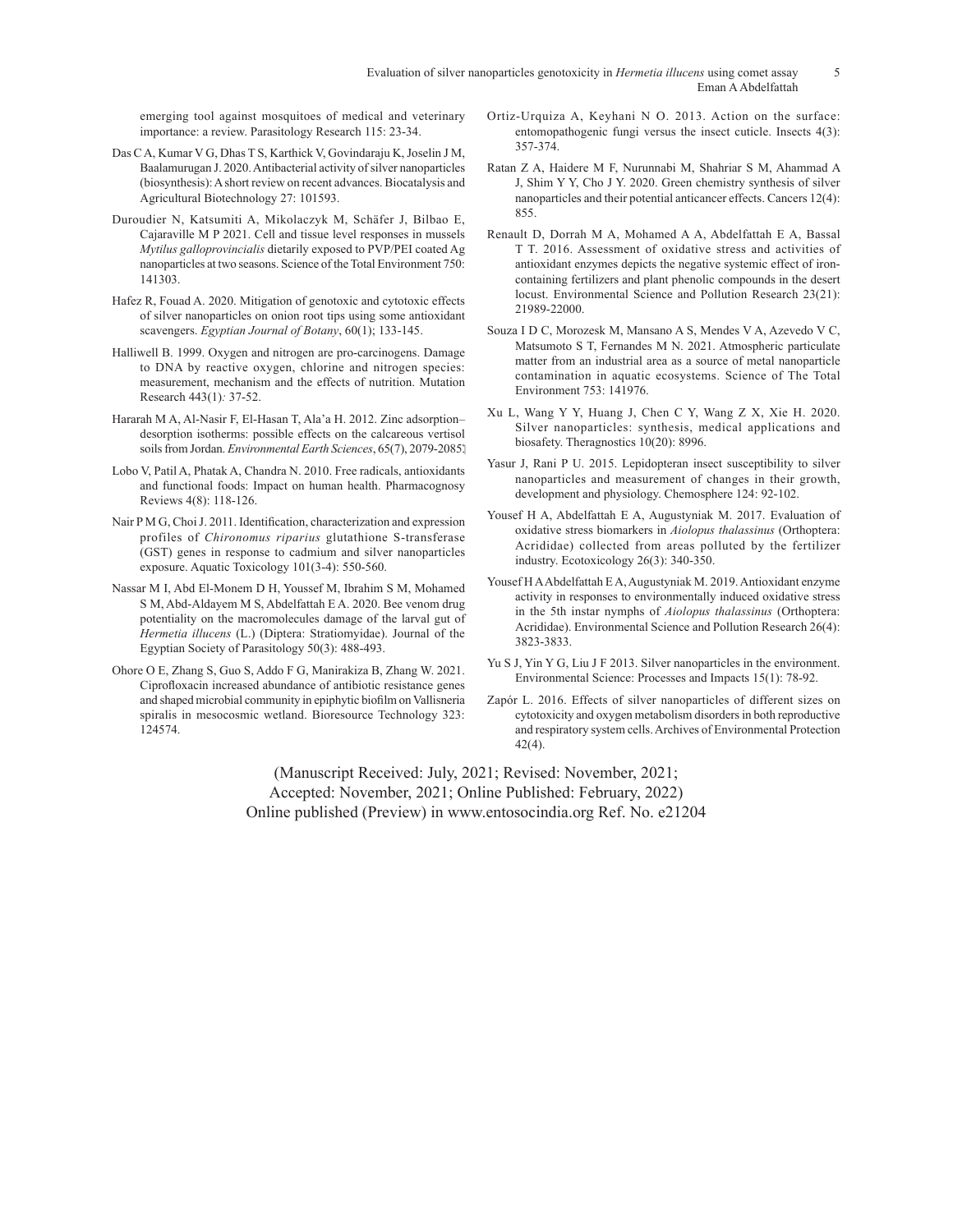emerging tool against mosquitoes of medical and veterinary importance: a review. Parasitology Research 115: 23-34.

Das C A, Kumar V G, Dhas T S, Karthick V, Govindaraju K, Joselin J M, Baalamurugan J. 2020. Antibacterial activity of silver nanoparticles (biosynthesis): A short review on recent advances. Biocatalysis and Agricultural Biotechnology 27: 101593.

Duroudier N, Katsumiti A, Mikolaczyk M, Schäfer J, Bilbao E, Cajaraville M P 2021. Cell and tissue level responses in mussels *Mytilus galloprovincialis* dietarily exposed to PVP/PEI coated Ag nanoparticles at two seasons. Science of the Total Environment 750: 141303.

Hafez R, Fouad A. 2020. Mitigation of genotoxic and cytotoxic effects of silver nanoparticles on onion root tips using some antioxidant scavengers. *Egyptian Journal of Botany*, 60(1); 133-145.

Halliwell B. 1999. Oxygen and nitrogen are pro-carcinogens. Damage to DNA by reactive oxygen, chlorine and nitrogen species: measurement, mechanism and the effects of nutrition. Mutation Research 443(1): 37-52.

Hararah M A, Al-Nasir F, El-Hasan T, Ala'a H. 2012. Zinc adsorption–desorption isotherms: possible effects on the calcareous vertisol soils from Jordan. *Environmental Earth Sciences*, 65(7), 2079-2085.

Lobo V, Patil A, Phatak A, Chandra N. 2010. Free radicals, antioxidants and functional foods: Impact on human health. Pharmacognosy Reviews 4(8): 118-126.

Nair P M G, Choi J. 2011. Identification, characterization and expression profiles of *Chironomus riparius* glutathione S-transferase (GST) genes in response to cadmium and silver nanoparticles exposure. Aquatic Toxicology 101(3-4): 550-560.

Nassar M I, Abd El-Monem D H, Youssef M, Ibrahim S M, Mohamed S M, Abd-Aldayem M S, Abdelfattah E A. 2020. Bee venom drug potentiality on the macromolecules damage of the larval gut of *Hermetia illucens* (L.) (Diptera: Stratiomyidae). Journal of the Egyptian Society of Parasitology 50(3): 488-493.

Ohore O E, Zhang S, Guo S, Addo F G, Manirakiza B, Zhang W. 2021. Ciprofloxacin increased abundance of antibiotic resistance genes and shaped microbial community in epiphytic biofilm on Vallisneria spiralis in mesocosmic wetland. Bioresource Technology 323: 124574.

Ortiz-Urquiza A, Keyhani N O. 2013. Action on the surface: entomopathogenic fungi versus the insect cuticle. Insects 4(3): 357-374.

Ratan Z A, Haidere M F, Nurunnabi M, Shahriar S M, Ahammad A J, Shim Y Y, Cho J Y. 2020. Green chemistry synthesis of silver nanoparticles and their potential anticancer effects. Cancers 12(4): 855.

Renault D, Dorrah M A, Mohamed A A, Abdelfattah E A, Bassal T T. 2016. Assessment of oxidative stress and activities of antioxidant enzymes depicts the negative systemic effect of iron-containing fertilizers and plant phenolic compounds in the desert locust. Environmental Science and Pollution Research 23(21): 21989-22000.

Souza I D C, Morozesk M, Mansano A S, Mendes V A, Azevedo V C, Matsumoto S T, Fernandes M N. 2021. Atmospheric particulate matter from an industrial area as a source of metal nanoparticle contamination in aquatic ecosystems. Science of The Total Environment 753: 141976.

Xu L, Wang Y Y, Huang J, Chen C Y, Wang Z X, Xie H. 2020. Silver nanoparticles: synthesis, medical applications and biosafety. Theragnostics 10(20): 8996.

Yasur J, Rani P U. 2015. Lepidopteran insect susceptibility to silver nanoparticles and measurement of changes in their growth, development and physiology. Chemosphere 124: 92-102.

Yousef H A, Abdelfattah E A, Augustyniak M. 2017. Evaluation of oxidative stress biomarkers in *Aiolopus thalassinus* (Orthoptera: Acrididae) collected from areas polluted by the fertilizer industry. Ecotoxicology 26(3): 340-350.

Yousef H A Abdelfattah E A, Augustyniak M. 2019. Antioxidant enzyme activity in responses to environmentally induced oxidative stress in the 5th instar nymphs of *Aiolopus thalassinus* (Orthoptera: Acrididae). Environmental Science and Pollution Research 26(4): 3823-3833.

Yu S J, Yin Y G, Liu J F 2013. Silver nanoparticles in the environment. Environmental Science: Processes and Impacts 15(1): 78-92.

Zapór L. 2016. Effects of silver nanoparticles of different sizes on cytotoxicity and oxygen metabolism disorders in both reproductive and respiratory system cells. Archives of Environmental Protection 42(4).

(Manuscript Received: July, 2021; Revised: November, 2021;
Accepted: November, 2021; Online Published: February, 2022)
Online published (Preview) in www.entosocindia.org Ref. No. e21204